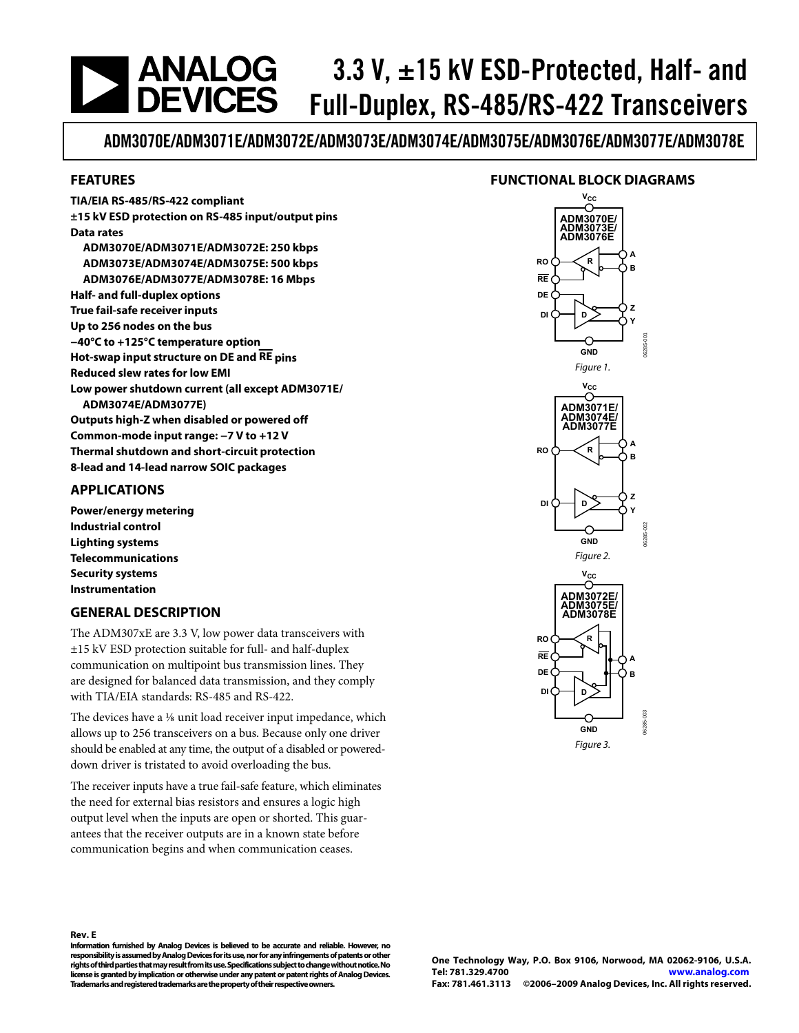# 3.3 V, ±15 kV ESD-Protected, Half- and Full-Duplex, RS-485/RS-422 Transceivers

## ADM3070E/ADM3071E/ADM3072E/ADM3073E/ADM3074E/ADM3075E/ADM3076E/ADM3077E/ADM3078E

## FEATURES

**TIA/EIA RS-485/RS-422 compliant**
**±15 kV ESD protection on RS-485 input/output pins**
**Data rates**
- **ADM3070E/ADM3071E/ADM3072E: 250 kbps**
- **ADM3073E/ADM3074E/ADM3075E: 500 kbps**
- **ADM3076E/ADM3077E/ADM3078E: 16 Mbps**

**Half- and full-duplex options**
**True fail-safe receiver inputs**
**Up to 256 nodes on the bus**
**−40°C to +125°C temperature option**
**Hot-swap input structure on DE and $\overline{RE}$ pins**
**Reduced slew rates for low EMI**
**Low power shutdown current (all except ADM3071E/ADM3074E/ADM3077E)**
**Outputs high-Z when disabled or powered off**
**Common-mode input range: −7 V to +12 V**
**Thermal shutdown and short-circuit protection**
**8-lead and 14-lead narrow SOIC packages**

## APPLICATIONS

**Power/energy metering**
**Industrial control**
**Lighting systems**
**Telecommunications**
**Security systems**
**Instrumentation**

## GENERAL DESCRIPTION

The ADM307xE are 3.3 V, low power data transceivers with ±15 kV ESD protection suitable for full- and half-duplex communication on multipoint bus transmission lines. They are designed for balanced data transmission, and they comply with TIA/EIA standards: RS-485 and RS-422.

The devices have a ⅛ unit load receiver input impedance, which allows up to 256 transceivers on a bus. Because only one driver should be enabled at any time, the output of a disabled or powered-down driver is tristated to avoid overloading the bus.

The receiver inputs have a true fail-safe feature, which eliminates the need for external bias resistors and ensures a logic high output level when the inputs are open or shorted. This guarantees that the receiver outputs are in a known state before communication begins and when communication ceases.

## FUNCTIONAL BLOCK DIAGRAMS

*Figure 1.* (ADM3070E/ADM3073E/ADM3076E)

*Figure 2.* (ADM3071E/ADM3074E/ADM3077E)

*Figure 3.* (ADM3072E/ADM3075E/ADM3078E)

**Rev. E**

**Information furnished by Analog Devices is believed to be accurate and reliable. However, no responsibility is assumed by Analog Devices for its use, nor for any infringements of patents or other rights of third parties that may result from its use. Specifications subject to change without notice. No license is granted by implication or otherwise under any patent or patent rights of Analog Devices. Trademarks and registered trademarks are the property of their respective owners.**

**One Technology Way, P.O. Box 9106, Norwood, MA 02062-9106, U.S.A.**
**Tel: 781.329.4700 www.analog.com**
**Fax: 781.461.3113 ©2006–2009 Analog Devices, Inc. All rights reserved.**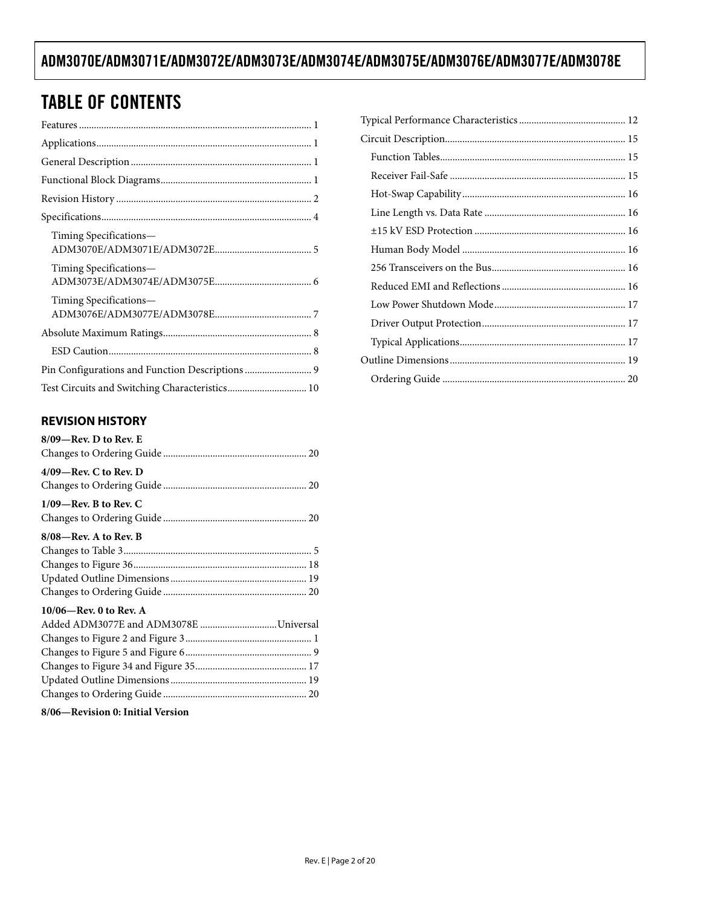## TABLE OF CONTENTS

Features ... 1
Applications ... 1
General Description ... 1
Functional Block Diagrams ... 1
Revision History ... 2
Specifications ... 4
  Timing Specifications—ADM3070E/ADM3071E/ADM3072E ... 5
  Timing Specifications—ADM3073E/ADM3074E/ADM3075E ... 6
  Timing Specifications—ADM3076E/ADM3077E/ADM3078E ... 7
Absolute Maximum Ratings ... 8
  ESD Caution ... 8
Pin Configurations and Function Descriptions ... 9
Test Circuits and Switching Characteristics ... 10
Typical Performance Characteristics ... 12
Circuit Description ... 15
  Function Tables ... 15
  Receiver Fail-Safe ... 15
  Hot-Swap Capability ... 16
  Line Length vs. Data Rate ... 16
  ±15 kV ESD Protection ... 16
  Human Body Model ... 16
  256 Transceivers on the Bus ... 16
  Reduced EMI and Reflections ... 16
  Low Power Shutdown Mode ... 17
  Driver Output Protection ... 17
  Typical Applications ... 17
Outline Dimensions ... 19
  Ordering Guide ... 20

### REVISION HISTORY

**8/09—Rev. D to Rev. E**

Changes to Ordering Guide ... 20

**4/09—Rev. C to Rev. D**

Changes to Ordering Guide ... 20

**1/09—Rev. B to Rev. C**

Changes to Ordering Guide ... 20

**8/08—Rev. A to Rev. B**

Changes to Table 3 ... 5
Changes to Figure 36 ... 18
Updated Outline Dimensions ... 19
Changes to Ordering Guide ... 20

**10/06—Rev. 0 to Rev. A**

Added ADM3077E and ADM3078E ... Universal
Changes to Figure 2 and Figure 3 ... 1
Changes to Figure 5 and Figure 6 ... 9
Changes to Figure 34 and Figure 35 ... 17
Updated Outline Dimensions ... 19
Changes to Ordering Guide ... 20

**8/06—Revision 0: Initial Version**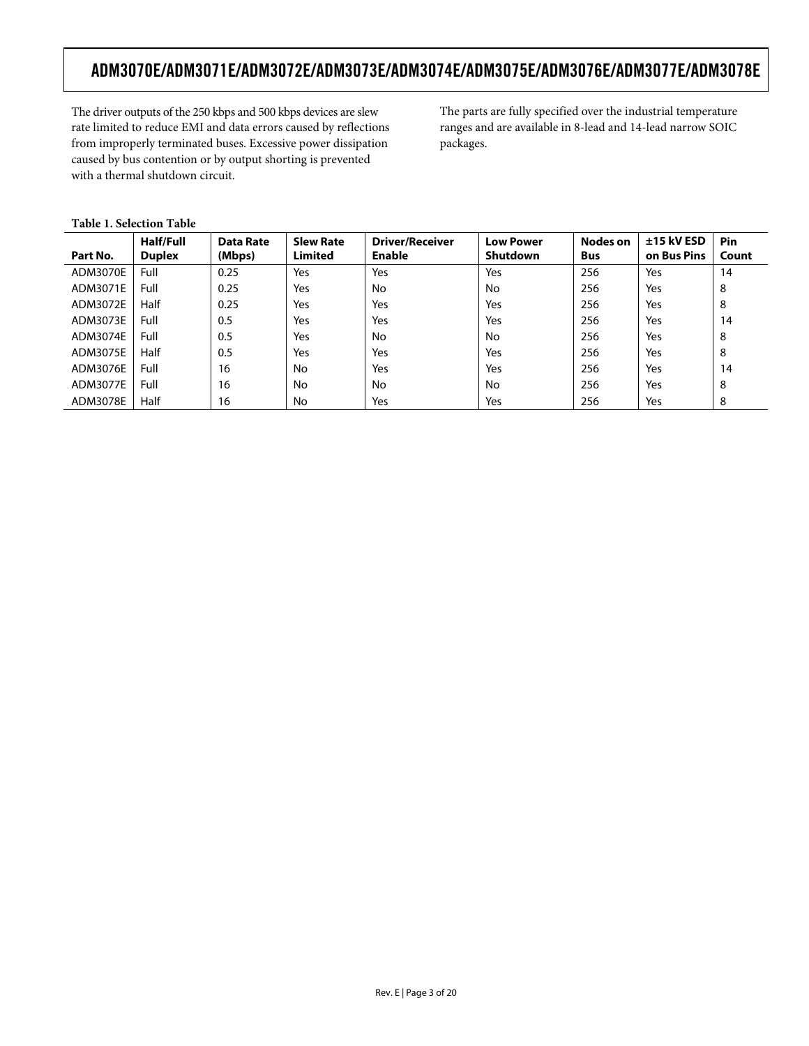The driver outputs of the 250 kbps and 500 kbps devices are slew rate limited to reduce EMI and data errors caused by reflections from improperly terminated buses. Excessive power dissipation caused by bus contention or by output shorting is prevented with a thermal shutdown circuit.

The parts are fully specified over the industrial temperature ranges and are available in 8-lead and 14-lead narrow SOIC packages.

**Table 1. Selection Table**

| Part No. | Half/Full Duplex | Data Rate (Mbps) | Slew Rate Limited | Driver/Receiver Enable | Low Power Shutdown | Nodes on Bus | ±15 kV ESD on Bus Pins | Pin Count |
|---|---|---|---|---|---|---|---|---|
| ADM3070E | Full | 0.25 | Yes | Yes | Yes | 256 | Yes | 14 |
| ADM3071E | Full | 0.25 | Yes | No | No | 256 | Yes | 8 |
| ADM3072E | Half | 0.25 | Yes | Yes | Yes | 256 | Yes | 8 |
| ADM3073E | Full | 0.5 | Yes | Yes | Yes | 256 | Yes | 14 |
| ADM3074E | Full | 0.5 | Yes | No | No | 256 | Yes | 8 |
| ADM3075E | Half | 0.5 | Yes | Yes | Yes | 256 | Yes | 8 |
| ADM3076E | Full | 16 | No | Yes | Yes | 256 | Yes | 14 |
| ADM3077E | Full | 16 | No | No | No | 256 | Yes | 8 |
| ADM3078E | Half | 16 | No | Yes | Yes | 256 | Yes | 8 |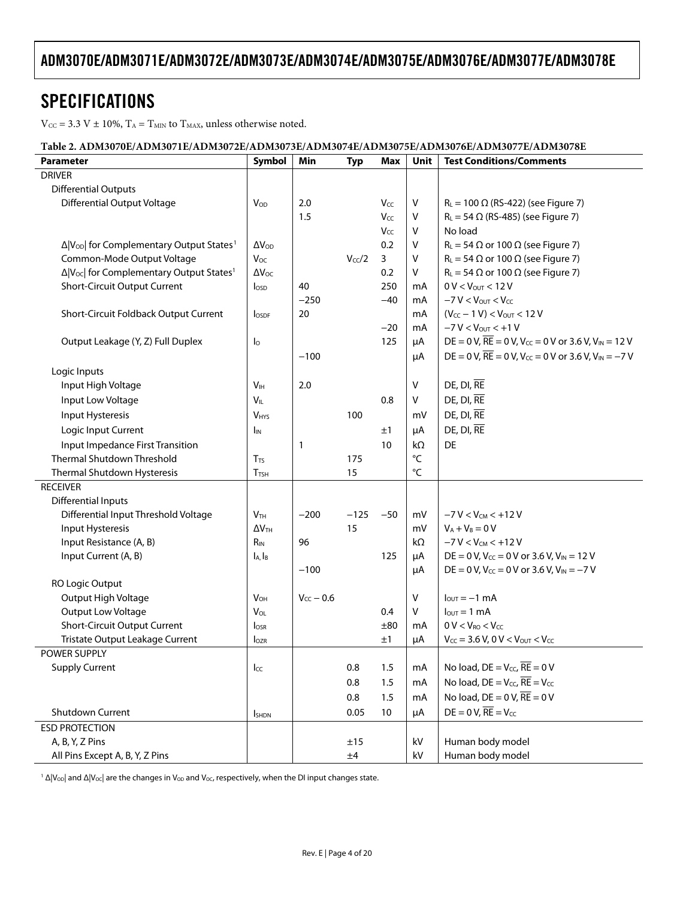## SPECIFICATIONS

$V_{CC}$ = 3.3 V ± 10%, $T_A$ = $T_{MIN}$ to $T_{MAX}$, unless otherwise noted.

**Table 2. ADM3070E/ADM3071E/ADM3072E/ADM3073E/ADM3074E/ADM3075E/ADM3076E/ADM3077E/ADM3078E**

| Parameter | Symbol | Min | Typ | Max | Unit | Test Conditions/Comments |
|---|---|---|---|---|---|---|
| DRIVER | | | | | | |
| Differential Outputs | | | | | | |
| Differential Output Voltage | $V_{OD}$ | 2.0 | | $V_{CC}$ | V | $R_L$ = 100 Ω (RS-422) (see Figure 7) |
| | | 1.5 | | $V_{CC}$ | V | $R_L$ = 54 Ω (RS-485) (see Figure 7) |
| | | | | $V_{CC}$ | V | No load |
| $\Delta\|V_{OD}\|$ for Complementary Output States[1] | $\Delta V_{OD}$ | | | 0.2 | V | $R_L$ = 54 Ω or 100 Ω (see Figure 7) |
| Common-Mode Output Voltage | $V_{OC}$ | | $V_{CC}/2$ | 3 | V | $R_L$ = 54 Ω or 100 Ω (see Figure 7) |
| $\Delta\|V_{OC}\|$ for Complementary Output States[1] | $\Delta V_{OC}$ | | | 0.2 | V | $R_L$ = 54 Ω or 100 Ω (see Figure 7) |
| Short-Circuit Output Current | $I_{OSD}$ | 40 | | 250 | mA | 0 V < $V_{OUT}$ < 12 V |
| | | −250 | | −40 | mA | −7 V < $V_{OUT}$ < $V_{CC}$ |
| Short-Circuit Foldback Output Current | $I_{OSDF}$ | 20 | | | mA | ($V_{CC}$ − 1 V) < $V_{OUT}$ < 12 V |
| | | | | −20 | mA | −7 V < $V_{OUT}$ < +1 V |
| Output Leakage (Y, Z) Full Duplex | $I_O$ | | | 125 | µA | DE = 0 V, $\overline{RE}$ = 0 V, $V_{CC}$ = 0 V or 3.6 V, $V_{IN}$ = 12 V |
| | | −100 | | | µA | DE = 0 V, $\overline{RE}$ = 0 V, $V_{CC}$ = 0 V or 3.6 V, $V_{IN}$ = −7 V |
| Logic Inputs | | | | | | |
| Input High Voltage | $V_{IH}$ | 2.0 | | | V | DE, DI, $\overline{RE}$ |
| Input Low Voltage | $V_{IL}$ | | | 0.8 | V | DE, DI, $\overline{RE}$ |
| Input Hysteresis | $V_{HYS}$ | | 100 | | mV | DE, DI, $\overline{RE}$ |
| Logic Input Current | $I_{IN}$ | | | ±1 | µA | DE, DI, $\overline{RE}$ |
| Input Impedance First Transition | | 1 | | 10 | kΩ | DE |
| Thermal Shutdown Threshold | $T_{TS}$ | | 175 | | °C | |
| Thermal Shutdown Hysteresis | $T_{TSH}$ | | 15 | | °C | |
| RECEIVER | | | | | | |
| Differential Inputs | | | | | | |
| Differential Input Threshold Voltage | $V_{TH}$ | −200 | −125 | −50 | mV | −7 V < $V_{CM}$ < +12 V |
| Input Hysteresis | $\Delta V_{TH}$ | | 15 | | mV | $V_A$ + $V_B$ = 0 V |
| Input Resistance (A, B) | $R_{IN}$ | 96 | | | kΩ | −7 V < $V_{CM}$ < +12 V |
| Input Current (A, B) | $I_A$, $I_B$ | | | 125 | µA | DE = 0 V, $V_{CC}$ = 0 V or 3.6 V, $V_{IN}$ = 12 V |
| | | −100 | | | µA | DE = 0 V, $V_{CC}$ = 0 V or 3.6 V, $V_{IN}$ = −7 V |
| RO Logic Output | | | | | | |
| Output High Voltage | $V_{OH}$ | $V_{CC}$ − 0.6 | | | V | $I_{OUT}$ = −1 mA |
| Output Low Voltage | $V_{OL}$ | | | 0.4 | V | $I_{OUT}$ = 1 mA |
| Short-Circuit Output Current | $I_{OSR}$ | | | ±80 | mA | 0 V < $V_{RO}$ < $V_{CC}$ |
| Tristate Output Leakage Current | $I_{OZR}$ | | | ±1 | µA | $V_{CC}$ = 3.6 V, 0 V < $V_{OUT}$ < $V_{CC}$ |
| POWER SUPPLY | | | | | | |
| Supply Current | $I_{CC}$ | | 0.8 | 1.5 | mA | No load, DE = $V_{CC}$, $\overline{RE}$ = 0 V |
| | | | 0.8 | 1.5 | mA | No load, DE = $V_{CC}$, $\overline{RE}$ = $V_{CC}$ |
| | | | 0.8 | 1.5 | mA | No load, DE = 0 V, $\overline{RE}$ = 0 V |
| Shutdown Current | $I_{SHDN}$ | | 0.05 | 10 | µA | DE = 0 V, $\overline{RE}$ = $V_{CC}$ |
| ESD PROTECTION | | | | | | |
| A, B, Y, Z Pins | | | ±15 | | kV | Human body model |
| All Pins Except A, B, Y, Z Pins | | | ±4 | | kV | Human body model |

[1] $\Delta|V_{OD}|$ and $\Delta|V_{OC}|$ are the changes in $V_{OD}$ and $V_{OC}$, respectively, when the DI input changes state.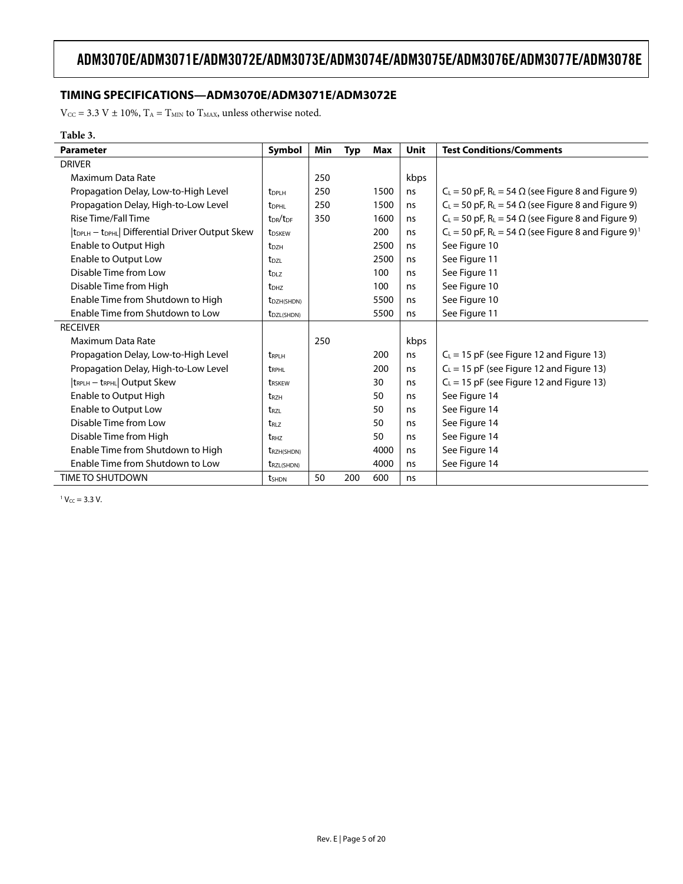## TIMING SPECIFICATIONS—ADM3070E/ADM3071E/ADM3072E

$V_{CC}$ = 3.3 V ± 10%, $T_A$ = $T_{MIN}$ to $T_{MAX}$, unless otherwise noted.

**Table 3.**

| Parameter | Symbol | Min | Typ | Max | Unit | Test Conditions/Comments |
|---|---|---|---|---|---|---|
| DRIVER | | | | | | |
| Maximum Data Rate | | 250 | | | kbps | |
| Propagation Delay, Low-to-High Level | $t_{DPLH}$ | 250 | | 1500 | ns | $C_L$ = 50 pF, $R_L$ = 54 Ω (see Figure 8 and Figure 9) |
| Propagation Delay, High-to-Low Level | $t_{DPHL}$ | 250 | | 1500 | ns | $C_L$ = 50 pF, $R_L$ = 54 Ω (see Figure 8 and Figure 9) |
| Rise Time/Fall Time | $t_{DR}/t_{DF}$ | 350 | | 1600 | ns | $C_L$ = 50 pF, $R_L$ = 54 Ω (see Figure 8 and Figure 9) |
| $\lvert t_{DPLH} - t_{DPHL} \rvert$ Differential Driver Output Skew | $t_{DSKEW}$ | | | 200 | ns | $C_L$ = 50 pF, $R_L$ = 54 Ω (see Figure 8 and Figure 9)[1] |
| Enable to Output High | $t_{DZH}$ | | | 2500 | ns | See Figure 10 |
| Enable to Output Low | $t_{DZL}$ | | | 2500 | ns | See Figure 11 |
| Disable Time from Low | $t_{DLZ}$ | | | 100 | ns | See Figure 11 |
| Disable Time from High | $t_{DHZ}$ | | | 100 | ns | See Figure 10 |
| Enable Time from Shutdown to High | $t_{DZH(SHDN)}$ | | | 5500 | ns | See Figure 10 |
| Enable Time from Shutdown to Low | $t_{DZL(SHDN)}$ | | | 5500 | ns | See Figure 11 |
| RECEIVER | | | | | | |
| Maximum Data Rate | | 250 | | | kbps | |
| Propagation Delay, Low-to-High Level | $t_{RPLH}$ | | | 200 | ns | $C_L$ = 15 pF (see Figure 12 and Figure 13) |
| Propagation Delay, High-to-Low Level | $t_{RPHL}$ | | | 200 | ns | $C_L$ = 15 pF (see Figure 12 and Figure 13) |
| $\lvert t_{RPLH} - t_{RPHL} \rvert$ Output Skew | $t_{RSKEW}$ | | | 30 | ns | $C_L$ = 15 pF (see Figure 12 and Figure 13) |
| Enable to Output High | $t_{RZH}$ | | | 50 | ns | See Figure 14 |
| Enable to Output Low | $t_{RZL}$ | | | 50 | ns | See Figure 14 |
| Disable Time from Low | $t_{RLZ}$ | | | 50 | ns | See Figure 14 |
| Disable Time from High | $t_{RHZ}$ | | | 50 | ns | See Figure 14 |
| Enable Time from Shutdown to High | $t_{RZH(SHDN)}$ | | | 4000 | ns | See Figure 14 |
| Enable Time from Shutdown to Low | $t_{RZL(SHDN)}$ | | | 4000 | ns | See Figure 14 |
| TIME TO SHUTDOWN | $t_{SHDN}$ | 50 | 200 | 600 | ns | |

[1] $V_{CC}$ = 3.3 V.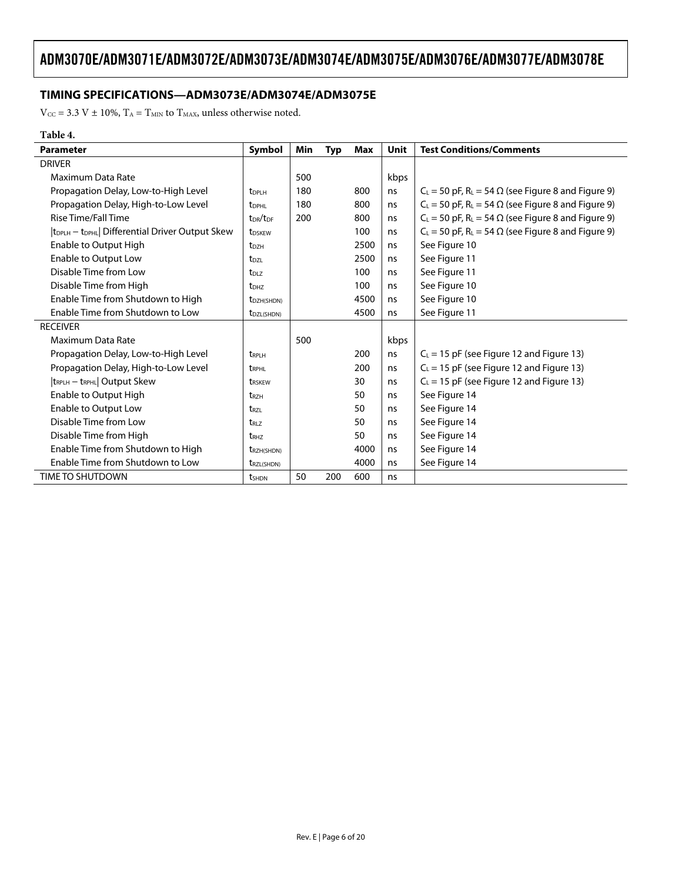## TIMING SPECIFICATIONS—ADM3073E/ADM3074E/ADM3075E

$V_{CC}$ = 3.3 V ± 10%, $T_A$ = $T_{MIN}$ to $T_{MAX}$, unless otherwise noted.

**Table 4.**

| Parameter | Symbol | Min | Typ | Max | Unit | Test Conditions/Comments |
|---|---|---|---|---|---|---|
| DRIVER | | | | | | |
| Maximum Data Rate | | 500 | | | kbps | |
| Propagation Delay, Low-to-High Level | $t_{DPLH}$ | 180 | | 800 | ns | $C_L$ = 50 pF, $R_L$ = 54 Ω (see Figure 8 and Figure 9) |
| Propagation Delay, High-to-Low Level | $t_{DPHL}$ | 180 | | 800 | ns | $C_L$ = 50 pF, $R_L$ = 54 Ω (see Figure 8 and Figure 9) |
| Rise Time/Fall Time | $t_{DR}/t_{DF}$ | 200 | | 800 | ns | $C_L$ = 50 pF, $R_L$ = 54 Ω (see Figure 8 and Figure 9) |
| $\|t_{DPLH} - t_{DPHL}\|$ Differential Driver Output Skew | $t_{DSKEW}$ | | | 100 | ns | $C_L$ = 50 pF, $R_L$ = 54 Ω (see Figure 8 and Figure 9) |
| Enable to Output High | $t_{DZH}$ | | | 2500 | ns | See Figure 10 |
| Enable to Output Low | $t_{DZL}$ | | | 2500 | ns | See Figure 11 |
| Disable Time from Low | $t_{DLZ}$ | | | 100 | ns | See Figure 11 |
| Disable Time from High | $t_{DHZ}$ | | | 100 | ns | See Figure 10 |
| Enable Time from Shutdown to High | $t_{DZH(SHDN)}$ | | | 4500 | ns | See Figure 10 |
| Enable Time from Shutdown to Low | $t_{DZL(SHDN)}$ | | | 4500 | ns | See Figure 11 |
| RECEIVER | | | | | | |
| Maximum Data Rate | | 500 | | | kbps | |
| Propagation Delay, Low-to-High Level | $t_{RPLH}$ | | | 200 | ns | $C_L$ = 15 pF (see Figure 12 and Figure 13) |
| Propagation Delay, High-to-Low Level | $t_{RPHL}$ | | | 200 | ns | $C_L$ = 15 pF (see Figure 12 and Figure 13) |
| $\|t_{RPLH} - t_{RPHL}\|$ Output Skew | $t_{RSKEW}$ | | | 30 | ns | $C_L$ = 15 pF (see Figure 12 and Figure 13) |
| Enable to Output High | $t_{RZH}$ | | | 50 | ns | See Figure 14 |
| Enable to Output Low | $t_{RZL}$ | | | 50 | ns | See Figure 14 |
| Disable Time from Low | $t_{RLZ}$ | | | 50 | ns | See Figure 14 |
| Disable Time from High | $t_{RHZ}$ | | | 50 | ns | See Figure 14 |
| Enable Time from Shutdown to High | $t_{RZH(SHDN)}$ | | | 4000 | ns | See Figure 14 |
| Enable Time from Shutdown to Low | $t_{RZL(SHDN)}$ | | | 4000 | ns | See Figure 14 |
| TIME TO SHUTDOWN | $t_{SHDN}$ | 50 | 200 | 600 | ns | |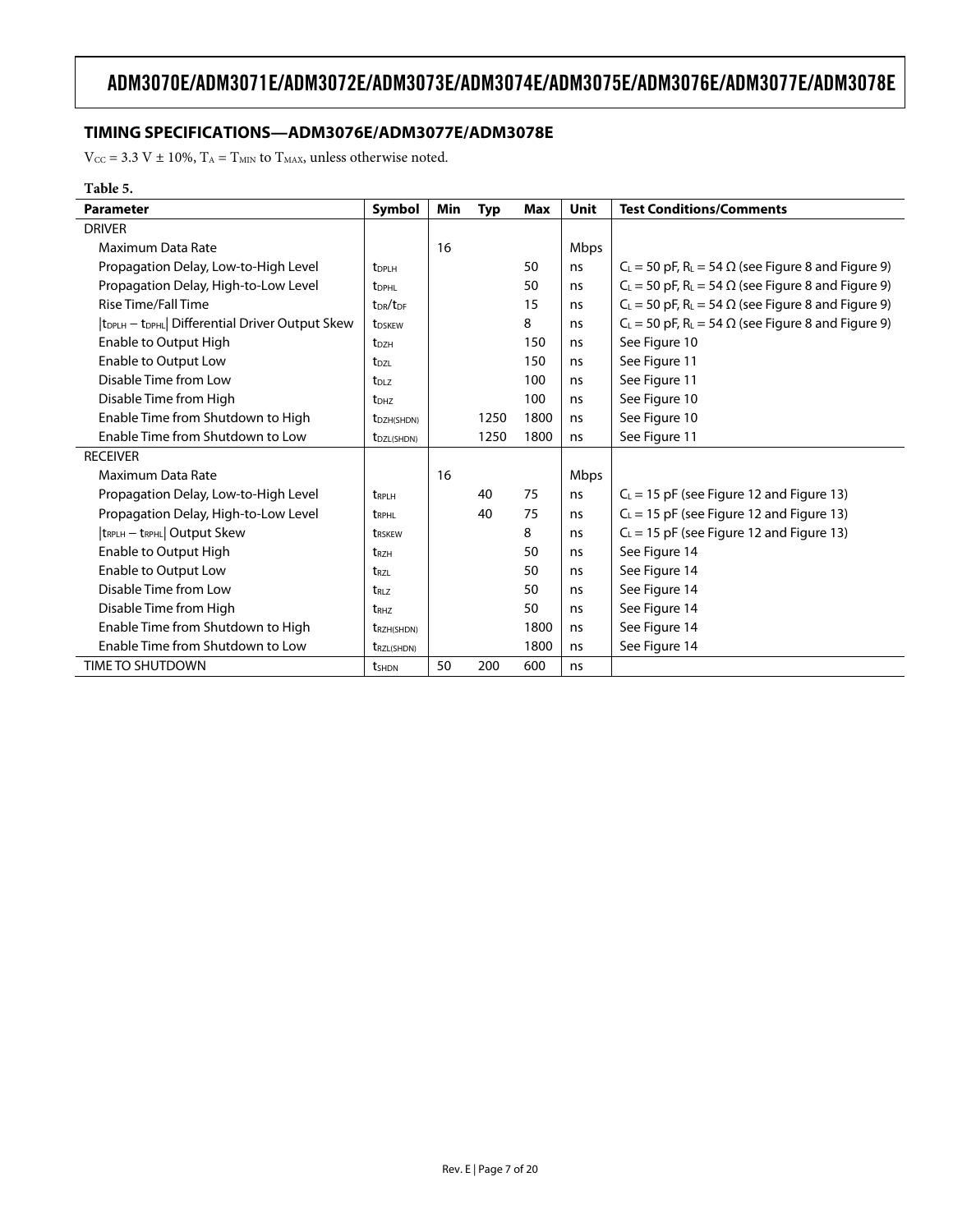## TIMING SPECIFICATIONS—ADM3076E/ADM3077E/ADM3078E

$V_{CC}$ = 3.3 V ± 10%, $T_A$ = $T_{MIN}$ to $T_{MAX}$, unless otherwise noted.

**Table 5.**

| Parameter | Symbol | Min | Typ | Max | Unit | Test Conditions/Comments |
|---|---|---|---|---|---|---|
| DRIVER | | | | | | |
| Maximum Data Rate | | 16 | | | Mbps | |
| Propagation Delay, Low-to-High Level | $t_{DPLH}$ | | | 50 | ns | $C_L$ = 50 pF, $R_L$ = 54 Ω (see Figure 8 and Figure 9) |
| Propagation Delay, High-to-Low Level | $t_{DPHL}$ | | | 50 | ns | $C_L$ = 50 pF, $R_L$ = 54 Ω (see Figure 8 and Figure 9) |
| Rise Time/Fall Time | $t_{DR}/t_{DF}$ | | | 15 | ns | $C_L$ = 50 pF, $R_L$ = 54 Ω (see Figure 8 and Figure 9) |
| $\|t_{DPLH} - t_{DPHL}\|$ Differential Driver Output Skew | $t_{DSKEW}$ | | | 8 | ns | $C_L$ = 50 pF, $R_L$ = 54 Ω (see Figure 8 and Figure 9) |
| Enable to Output High | $t_{DZH}$ | | | 150 | ns | See Figure 10 |
| Enable to Output Low | $t_{DZL}$ | | | 150 | ns | See Figure 11 |
| Disable Time from Low | $t_{DLZ}$ | | | 100 | ns | See Figure 11 |
| Disable Time from High | $t_{DHZ}$ | | | 100 | ns | See Figure 10 |
| Enable Time from Shutdown to High | $t_{DZH(SHDN)}$ | | 1250 | 1800 | ns | See Figure 10 |
| Enable Time from Shutdown to Low | $t_{DZL(SHDN)}$ | | 1250 | 1800 | ns | See Figure 11 |
| RECEIVER | | | | | | |
| Maximum Data Rate | | 16 | | | Mbps | |
| Propagation Delay, Low-to-High Level | $t_{RPLH}$ | | 40 | 75 | ns | $C_L$ = 15 pF (see Figure 12 and Figure 13) |
| Propagation Delay, High-to-Low Level | $t_{RPHL}$ | | 40 | 75 | ns | $C_L$ = 15 pF (see Figure 12 and Figure 13) |
| $\|t_{RPLH} - t_{RPHL}\|$ Output Skew | $t_{RSKEW}$ | | | 8 | ns | $C_L$ = 15 pF (see Figure 12 and Figure 13) |
| Enable to Output High | $t_{RZH}$ | | | 50 | ns | See Figure 14 |
| Enable to Output Low | $t_{RZL}$ | | | 50 | ns | See Figure 14 |
| Disable Time from Low | $t_{RLZ}$ | | | 50 | ns | See Figure 14 |
| Disable Time from High | $t_{RHZ}$ | | | 50 | ns | See Figure 14 |
| Enable Time from Shutdown to High | $t_{RZH(SHDN)}$ | | | 1800 | ns | See Figure 14 |
| Enable Time from Shutdown to Low | $t_{RZL(SHDN)}$ | | | 1800 | ns | See Figure 14 |
| TIME TO SHUTDOWN | $t_{SHDN}$ | 50 | 200 | 600 | ns | |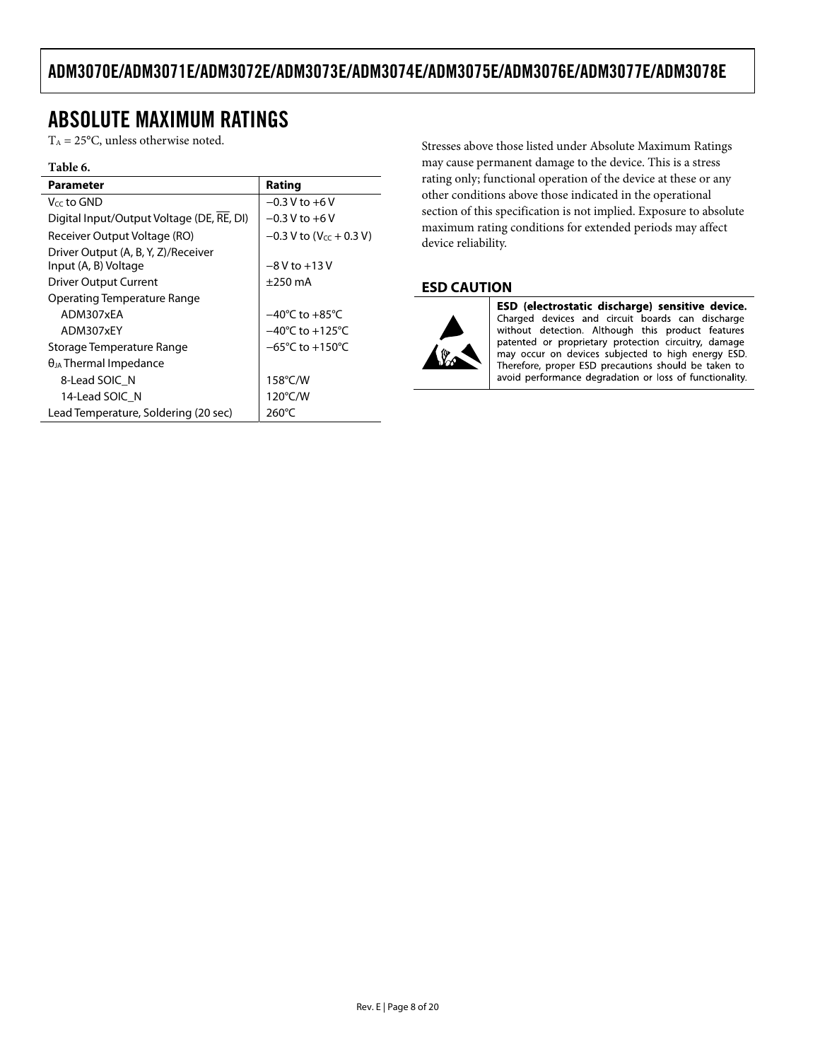## ABSOLUTE MAXIMUM RATINGS

$T_A$ = 25°C, unless otherwise noted.

**Table 6.**

| Parameter | Rating |
| --- | --- |
| $V_{CC}$ to GND | −0.3 V to +6 V |
| Digital Input/Output Voltage (DE, $\overline{RE}$, DI) | −0.3 V to +6 V |
| Receiver Output Voltage (RO) | −0.3 V to ($V_{CC}$ + 0.3 V) |
| Driver Output (A, B, Y, Z)/Receiver Input (A, B) Voltage | −8 V to +13 V |
| Driver Output Current | ±250 mA |
| Operating Temperature Range | |
| ADM307xEA | −40°C to +85°C |
| ADM307xEY | −40°C to +125°C |
| Storage Temperature Range | −65°C to +150°C |
| $\theta_{JA}$ Thermal Impedance | |
| 8-Lead SOIC_N | 158°C/W |
| 14-Lead SOIC_N | 120°C/W |
| Lead Temperature, Soldering (20 sec) | 260°C |

Stresses above those listed under Absolute Maximum Ratings may cause permanent damage to the device. This is a stress rating only; functional operation of the device at these or any other conditions above those indicated in the operational section of this specification is not implied. Exposure to absolute maximum rating conditions for extended periods may affect device reliability.

### ESD CAUTION

**ESD (electrostatic discharge) sensitive device.** Charged devices and circuit boards can discharge without detection. Although this product features patented or proprietary protection circuitry, damage may occur on devices subjected to high energy ESD. Therefore, proper ESD precautions should be taken to avoid performance degradation or loss of functionality.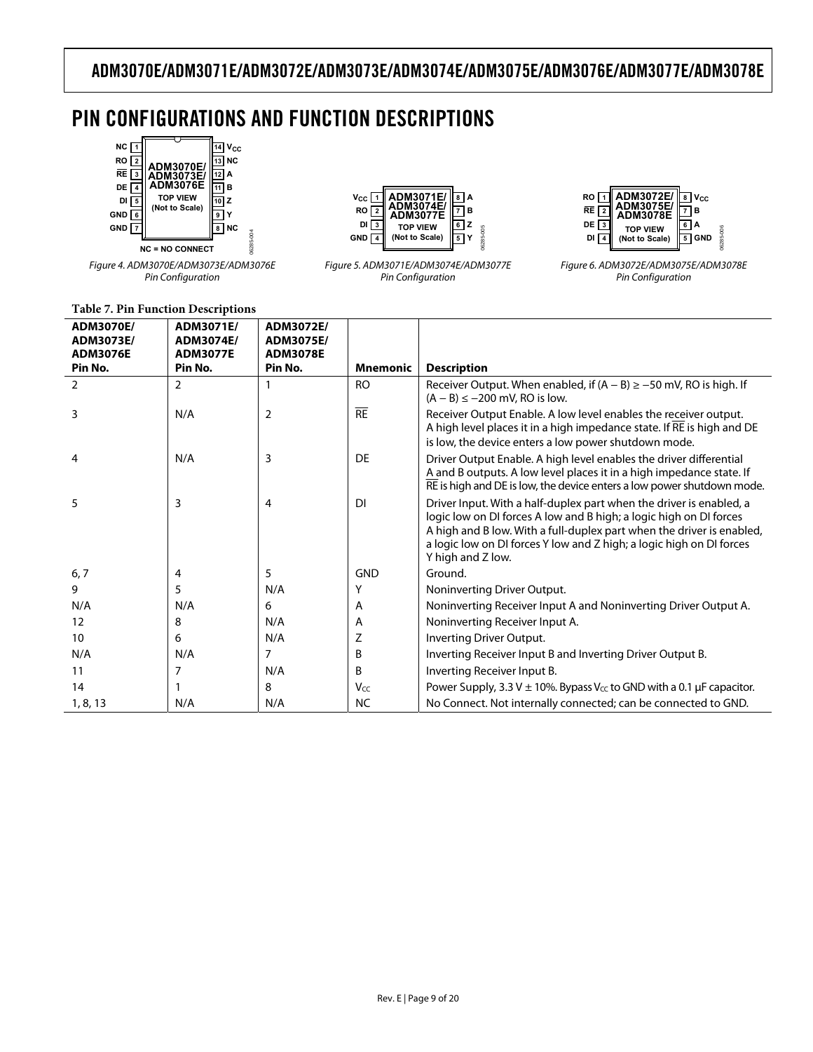# PIN CONFIGURATIONS AND FUNCTION DESCRIPTIONS

*Figure 4. ADM3070E/ADM3073E/ADM3076E Pin Configuration*

*Figure 5. ADM3071E/ADM3074E/ADM3077E Pin Configuration*

*Figure 6. ADM3072E/ADM3075E/ADM3078E Pin Configuration*

**Table 7. Pin Function Descriptions**

| ADM3070E/ ADM3073E/ ADM3076E Pin No. | ADM3071E/ ADM3074E/ ADM3077E Pin No. | ADM3072E/ ADM3075E/ ADM3078E Pin No. | Mnemonic | Description |
|---|---|---|---|---|
| 2 | 2 | 1 | RO | Receiver Output. When enabled, if (A − B) ≥ −50 mV, RO is high. If (A − B) ≤ −200 mV, RO is low. |
| 3 | N/A | 2 | $\overline{RE}$ | Receiver Output Enable. A low level enables the receiver output. A high level places it in a high impedance state. If $\overline{RE}$ is high and DE is low, the device enters a low power shutdown mode. |
| 4 | N/A | 3 | DE | Driver Output Enable. A high level enables the driver differential A and B outputs. A low level places it in a high impedance state. If $\overline{RE}$ is high and DE is low, the device enters a low power shutdown mode. |
| 5 | 3 | 4 | DI | Driver Input. With a half-duplex part when the driver is enabled, a logic low on DI forces A low and B high; a logic high on DI forces A high and B low. With a full-duplex part when the driver is enabled, a logic low on DI forces Y low and Z high; a logic high on DI forces Y high and Z low. |
| 6, 7 | 4 | 5 | GND | Ground. |
| 9 | 5 | N/A | Y | Noninverting Driver Output. |
| N/A | N/A | 6 | A | Noninverting Receiver Input A and Noninverting Driver Output A. |
| 12 | 8 | N/A | A | Noninverting Receiver Input A. |
| 10 | 6 | N/A | Z | Inverting Driver Output. |
| N/A | N/A | 7 | B | Inverting Receiver Input B and Inverting Driver Output B. |
| 11 | 7 | N/A | B | Inverting Receiver Input B. |
| 14 | 1 | 8 | $V_{CC}$ | Power Supply, 3.3 V ± 10%. Bypass $V_{CC}$ to GND with a 0.1 µF capacitor. |
| 1, 8, 13 | N/A | N/A | NC | No Connect. Not internally connected; can be connected to GND. |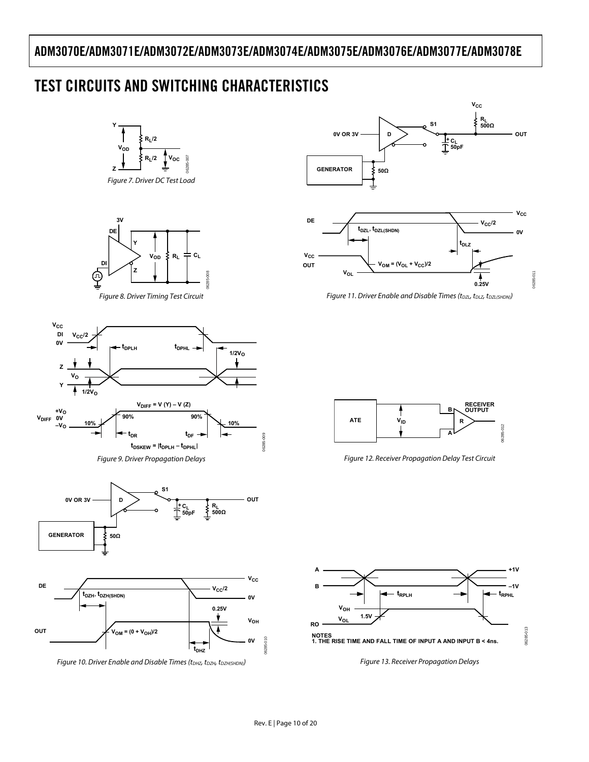# TEST CIRCUITS AND SWITCHING CHARACTERISTICS

Figure 7. Driver DC Test Load

Figure 8. Driver Timing Test Circuit

Figure 9. Driver Propagation Delays

Figure 10. Driver Enable and Disable Times ($t_{DHZ}$, $t_{DZH}$, $t_{DZH(SHDN)}$)

Figure 11. Driver Enable and Disable Times ($t_{DZL}$, $t_{DLZ}$, $t_{DZL(SHDN)}$)

Figure 12. Receiver Propagation Delay Test Circuit

NOTES
1. THE RISE TIME AND FALL TIME OF INPUT A AND INPUT B < 4ns.

Figure 13. Receiver Propagation Delays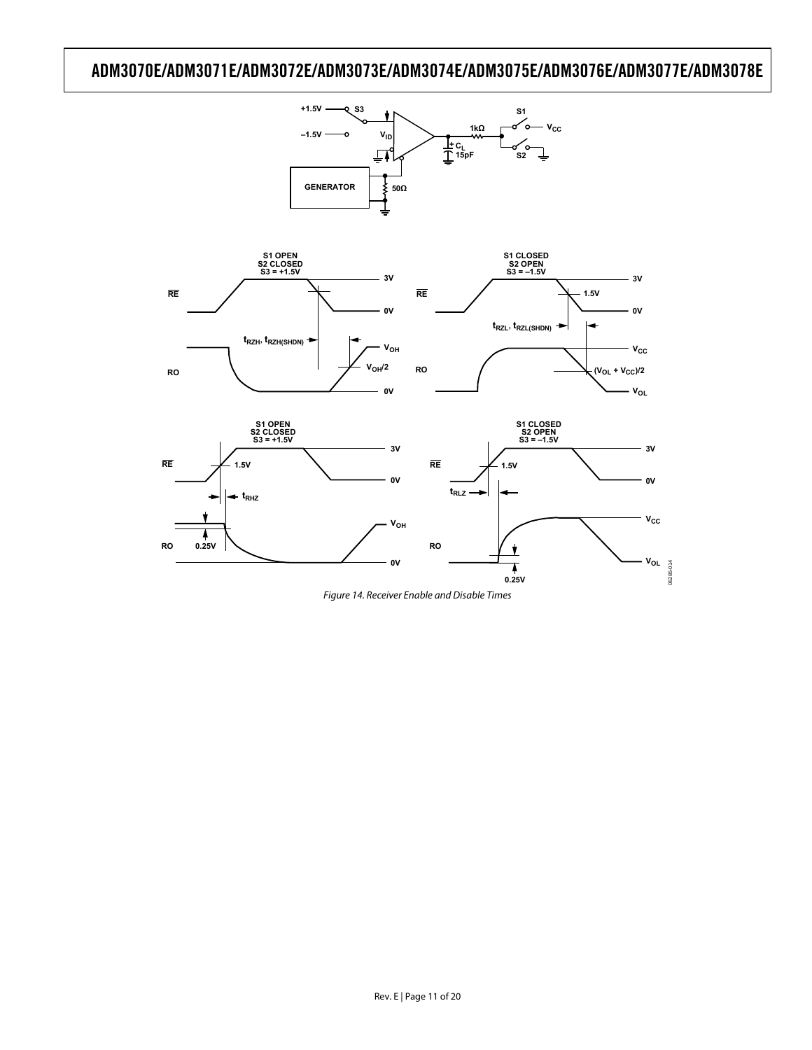Figure 14. Receiver Enable and Disable Times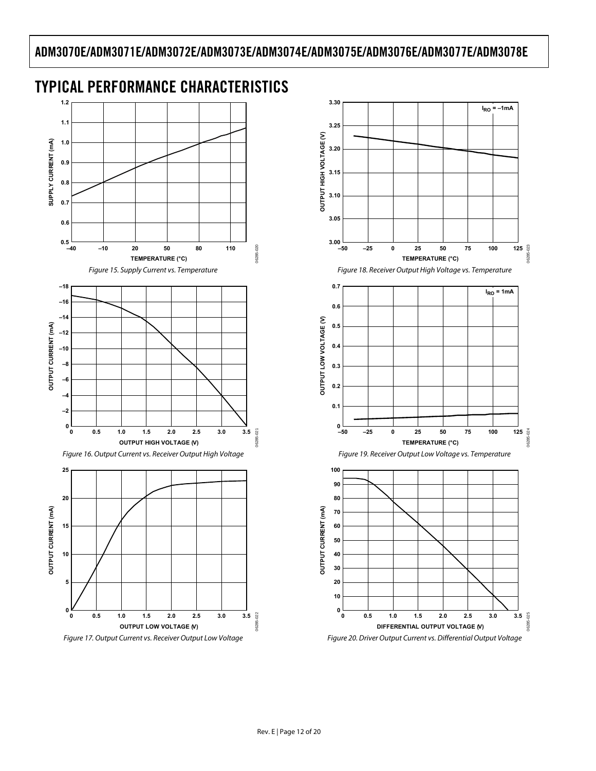## TYPICAL PERFORMANCE CHARACTERISTICS

Figure 15. Supply Current vs. Temperature

Figure 16. Output Current vs. Receiver Output High Voltage

Figure 17. Output Current vs. Receiver Output Low Voltage

Figure 18. Receiver Output High Voltage vs. Temperature

Figure 19. Receiver Output Low Voltage vs. Temperature

Figure 20. Driver Output Current vs. Differential Output Voltage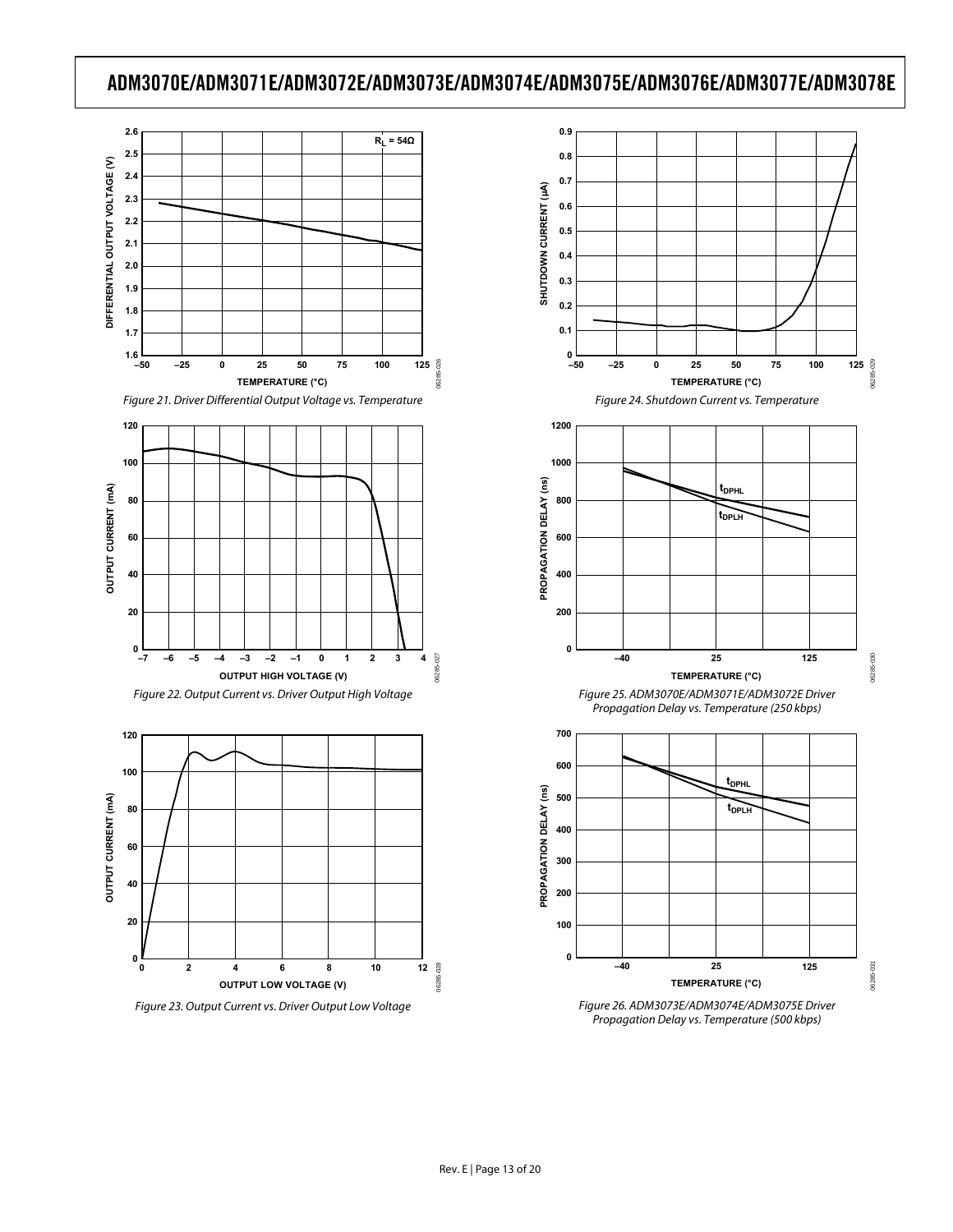Figure 21. Driver Differential Output Voltage vs. Temperature

Figure 22. Output Current vs. Driver Output High Voltage

Figure 23. Output Current vs. Driver Output Low Voltage

Figure 24. Shutdown Current vs. Temperature

Figure 25. ADM3070E/ADM3071E/ADM3072E Driver Propagation Delay vs. Temperature (250 kbps)

Figure 26. ADM3073E/ADM3074E/ADM3075E Driver Propagation Delay vs. Temperature (500 kbps)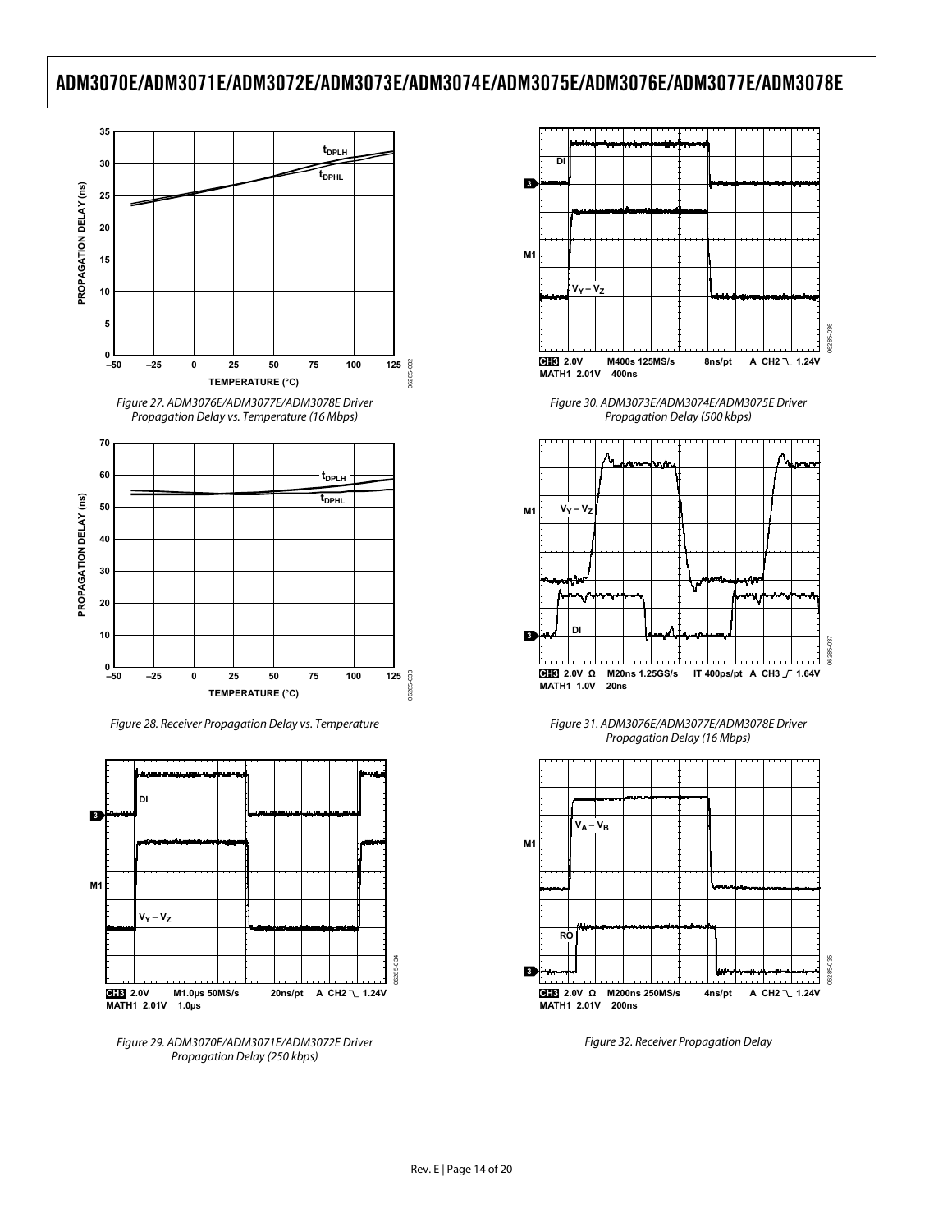Figure 27. ADM3076E/ADM3077E/ADM3078E Driver Propagation Delay vs. Temperature (16 Mbps)

Figure 28. Receiver Propagation Delay vs. Temperature

Figure 29. ADM3070E/ADM3071E/ADM3072E Driver Propagation Delay (250 kbps)

Figure 30. ADM3073E/ADM3074E/ADM3075E Driver Propagation Delay (500 kbps)

Figure 31. ADM3076E/ADM3077E/ADM3078E Driver Propagation Delay (16 Mbps)

Figure 32. Receiver Propagation Delay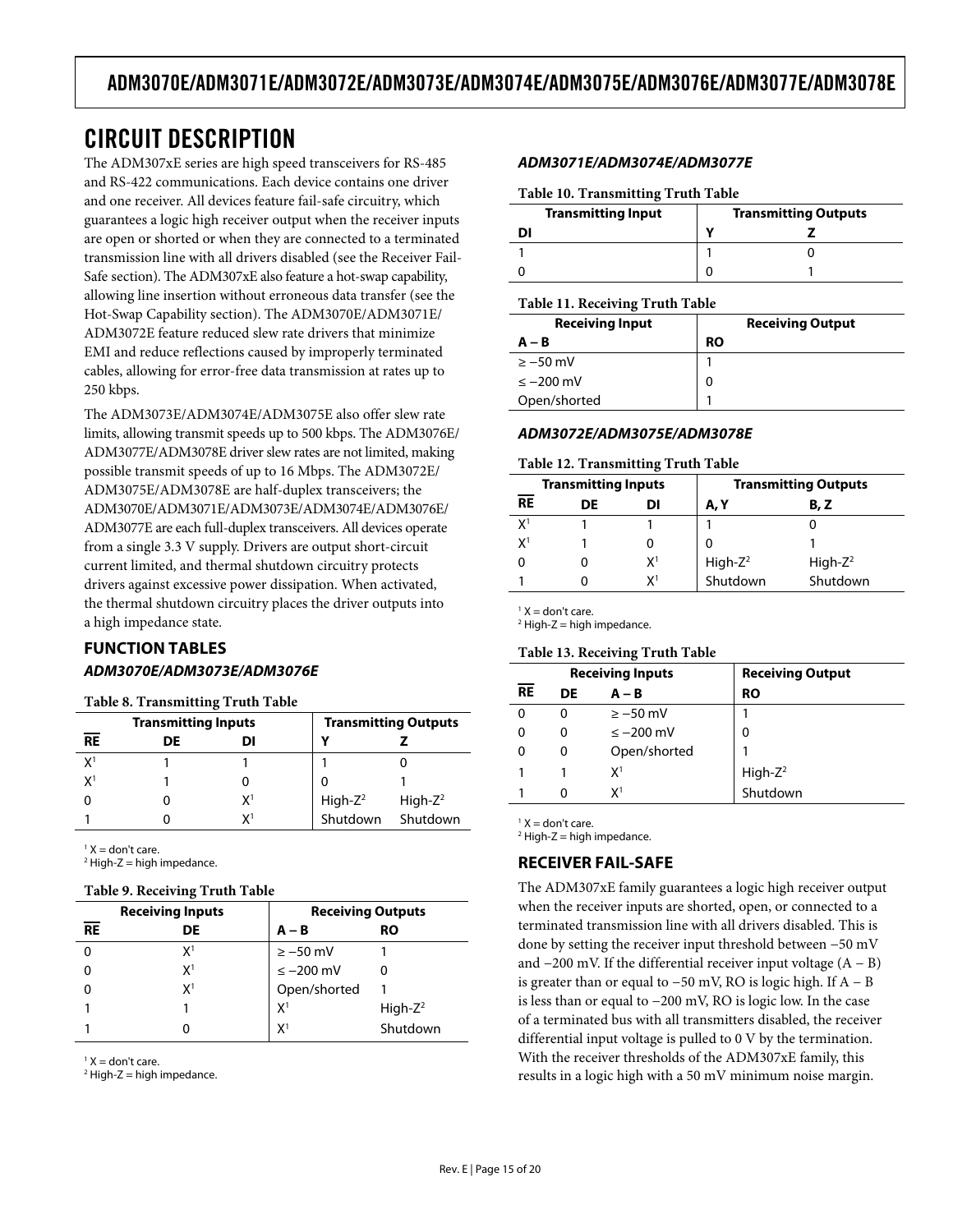# CIRCUIT DESCRIPTION

The ADM307xE series are high speed transceivers for RS-485 and RS-422 communications. Each device contains one driver and one receiver. All devices feature fail-safe circuitry, which guarantees a logic high receiver output when the receiver inputs are open or shorted or when they are connected to a terminated transmission line with all drivers disabled (see the Receiver Fail-Safe section). The ADM307xE also feature a hot-swap capability, allowing line insertion without erroneous data transfer (see the Hot-Swap Capability section). The ADM3070E/ADM3071E/ADM3072E feature reduced slew rate drivers that minimize EMI and reduce reflections caused by improperly terminated cables, allowing for error-free data transmission at rates up to 250 kbps.

The ADM3073E/ADM3074E/ADM3075E also offer slew rate limits, allowing transmit speeds up to 500 kbps. The ADM3076E/ADM3077E/ADM3078E driver slew rates are not limited, making possible transmit speeds of up to 16 Mbps. The ADM3072E/ADM3075E/ADM3078E are half-duplex transceivers; the ADM3070E/ADM3071E/ADM3073E/ADM3074E/ADM3076E/ADM3077E are each full-duplex transceivers. All devices operate from a single 3.3 V supply. Drivers are output short-circuit current limited, and thermal shutdown circuitry protects drivers against excessive power dissipation. When activated, the thermal shutdown circuitry places the driver outputs into a high impedance state.

## FUNCTION TABLES

### *ADM3070E/ADM3073E/ADM3076E*

**Table 8. Transmitting Truth Table**

| Transmitting Inputs | | | Transmitting Outputs | |
|---|---|---|---|---|
| $\overline{RE}$ | DE | DI | Y | Z |
| X[1] | 1 | 1 | 1 | 0 |
| X[1] | 1 | 0 | 0 | 1 |
| 0 | 0 | X[1] | High-Z[2] | High-Z[2] |
| 1 | 0 | X[1] | Shutdown | Shutdown |

[1] X = don't care.
[2] High-Z = high impedance.

**Table 9. Receiving Truth Table**

| Receiving Inputs | | Receiving Outputs | |
|---|---|---|---|
| $\overline{RE}$ | DE | A – B | RO |
| 0 | X[1] | ≥ −50 mV | 1 |
| 0 | X[1] | ≤ −200 mV | 0 |
| 0 | X[1] | Open/shorted | 1 |
| 1 | 1 | X[1] | High-Z[2] |
| 1 | 0 | X[1] | Shutdown |

[1] X = don't care.
[2] High-Z = high impedance.

### *ADM3071E/ADM3074E/ADM3077E*

**Table 10. Transmitting Truth Table**

| Transmitting Input | Transmitting Outputs | |
|---|---|---|
| DI | Y | Z |
| 1 | 1 | 0 |
| 0 | 0 | 1 |

**Table 11. Receiving Truth Table**

| Receiving Input | Receiving Output |
|---|---|
| A – B | RO |
| ≥ −50 mV | 1 |
| ≤ −200 mV | 0 |
| Open/shorted | 1 |

### *ADM3072E/ADM3075E/ADM3078E*

**Table 12. Transmitting Truth Table**

| Transmitting Inputs | | | Transmitting Outputs | |
|---|---|---|---|---|
| $\overline{RE}$ | DE | DI | A, Y | B, Z |
| X[1] | 1 | 1 | 1 | 0 |
| X[1] | 1 | 0 | 0 | 1 |
| 0 | 0 | X[1] | High-Z[2] | High-Z[2] |
| 1 | 0 | X[1] | Shutdown | Shutdown |

[1] X = don't care.
[2] High-Z = high impedance.

**Table 13. Receiving Truth Table**

| Receiving Inputs | | | Receiving Output |
|---|---|---|---|
| $\overline{RE}$ | DE | A – B | RO |
| 0 | 0 | ≥ −50 mV | 1 |
| 0 | 0 | ≤ −200 mV | 0 |
| 0 | 0 | Open/shorted | 1 |
| 1 | 1 | X[1] | High-Z[2] |
| 1 | 0 | X[1] | Shutdown |

[1] X = don't care.
[2] High-Z = high impedance.

## RECEIVER FAIL-SAFE

The ADM307xE family guarantees a logic high receiver output when the receiver inputs are shorted, open, or connected to a terminated transmission line with all drivers disabled. This is done by setting the receiver input threshold between −50 mV and −200 mV. If the differential receiver input voltage (A − B) is greater than or equal to −50 mV, RO is logic high. If A − B is less than or equal to −200 mV, RO is logic low. In the case of a terminated bus with all transmitters disabled, the receiver differential input voltage is pulled to 0 V by the termination. With the receiver thresholds of the ADM307xE family, this results in a logic high with a 50 mV minimum noise margin.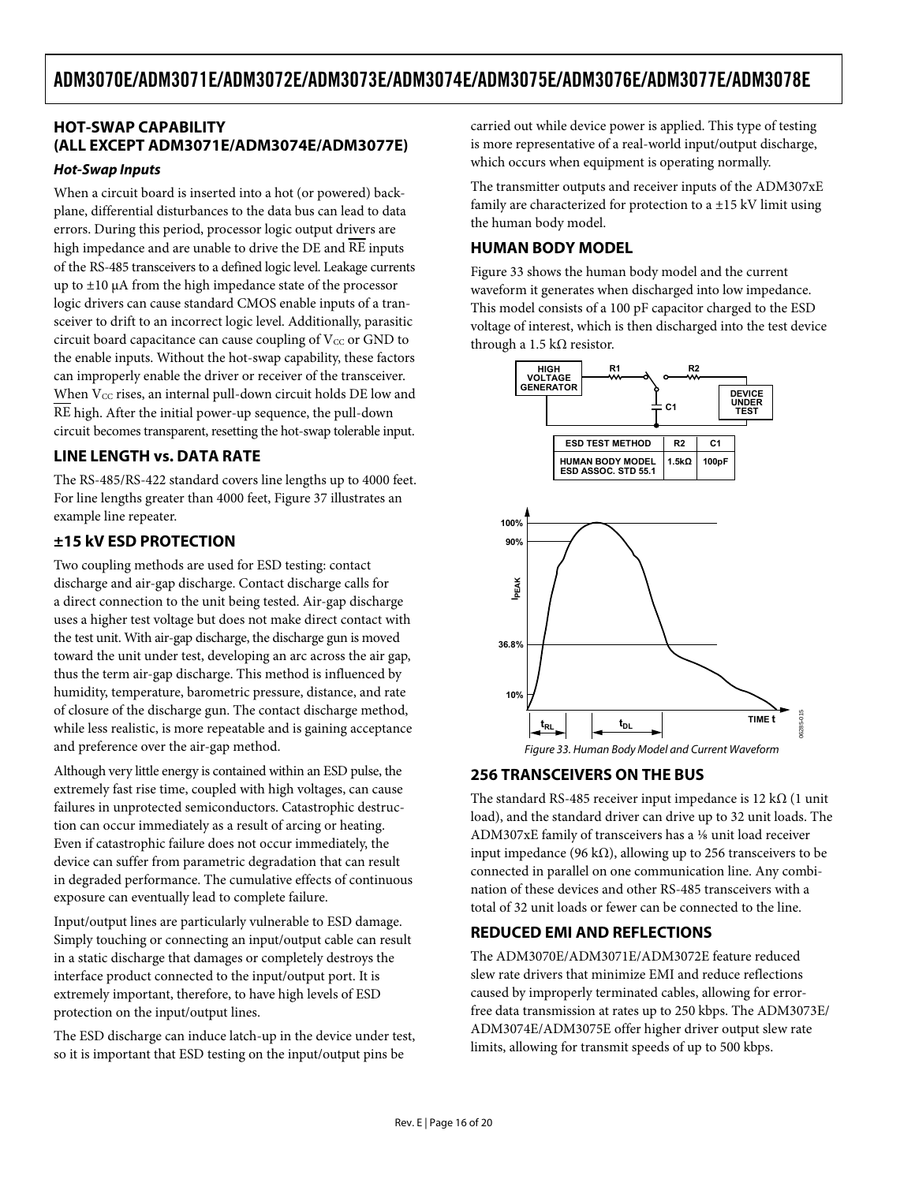## HOT-SWAP CAPABILITY (ALL EXCEPT ADM3071E/ADM3074E/ADM3077E)

### *Hot-Swap Inputs*

When a circuit board is inserted into a hot (or powered) backplane, differential disturbances to the data bus can lead to data errors. During this period, processor logic output drivers are high impedance and are unable to drive the DE and $\overline{RE}$ inputs of the RS-485 transceivers to a defined logic level. Leakage currents up to ±10 μA from the high impedance state of the processor logic drivers can cause standard CMOS enable inputs of a transceiver to drift to an incorrect logic level. Additionally, parasitic circuit board capacitance can cause coupling of $V_{CC}$ or GND to the enable inputs. Without the hot-swap capability, these factors can improperly enable the driver or receiver of the transceiver. When $V_{CC}$ rises, an internal pull-down circuit holds DE low and $\overline{RE}$ high. After the initial power-up sequence, the pull-down circuit becomes transparent, resetting the hot-swap tolerable input.

## LINE LENGTH vs. DATA RATE

The RS-485/RS-422 standard covers line lengths up to 4000 feet. For line lengths greater than 4000 feet, Figure 37 illustrates an example line repeater.

## ±15 kV ESD PROTECTION

Two coupling methods are used for ESD testing: contact discharge and air-gap discharge. Contact discharge calls for a direct connection to the unit being tested. Air-gap discharge uses a higher test voltage but does not make direct contact with the test unit. With air-gap discharge, the discharge gun is moved toward the unit under test, developing an arc across the air gap, thus the term air-gap discharge. This method is influenced by humidity, temperature, barometric pressure, distance, and rate of closure of the discharge gun. The contact discharge method, while less realistic, is more repeatable and is gaining acceptance and preference over the air-gap method.

Although very little energy is contained within an ESD pulse, the extremely fast rise time, coupled with high voltages, can cause failures in unprotected semiconductors. Catastrophic destruction can occur immediately as a result of arcing or heating. Even if catastrophic failure does not occur immediately, the device can suffer from parametric degradation that can result in degraded performance. The cumulative effects of continuous exposure can eventually lead to complete failure.

Input/output lines are particularly vulnerable to ESD damage. Simply touching or connecting an input/output cable can result in a static discharge that damages or completely destroys the interface product connected to the input/output port. It is extremely important, therefore, to have high levels of ESD protection on the input/output lines.

The ESD discharge can induce latch-up in the device under test, so it is important that ESD testing on the input/output pins be carried out while device power is applied. This type of testing is more representative of a real-world input/output discharge, which occurs when equipment is operating normally.

The transmitter outputs and receiver inputs of the ADM307xE family are characterized for protection to a ±15 kV limit using the human body model.

## HUMAN BODY MODEL

Figure 33 shows the human body model and the current waveform it generates when discharged into low impedance. This model consists of a 100 pF capacitor charged to the ESD voltage of interest, which is then discharged into the test device through a 1.5 kΩ resistor.

| ESD TEST METHOD | R2 | C1 |
|---|---|---|
| HUMAN BODY MODEL ESD ASSOC. STD 55.1 | 1.5kΩ | 100pF |

Figure 33. Human Body Model and Current Waveform

## 256 TRANSCEIVERS ON THE BUS

The standard RS-485 receiver input impedance is 12 kΩ (1 unit load), and the standard driver can drive up to 32 unit loads. The ADM307xE family of transceivers has a ⅛ unit load receiver input impedance (96 kΩ), allowing up to 256 transceivers to be connected in parallel on one communication line. Any combination of these devices and other RS-485 transceivers with a total of 32 unit loads or fewer can be connected to the line.

## REDUCED EMI AND REFLECTIONS

The ADM3070E/ADM3071E/ADM3072E feature reduced slew rate drivers that minimize EMI and reduce reflections caused by improperly terminated cables, allowing for error-free data transmission at rates up to 250 kbps. The ADM3073E/ADM3074E/ADM3075E offer higher driver output slew rate limits, allowing for transmit speeds of up to 500 kbps.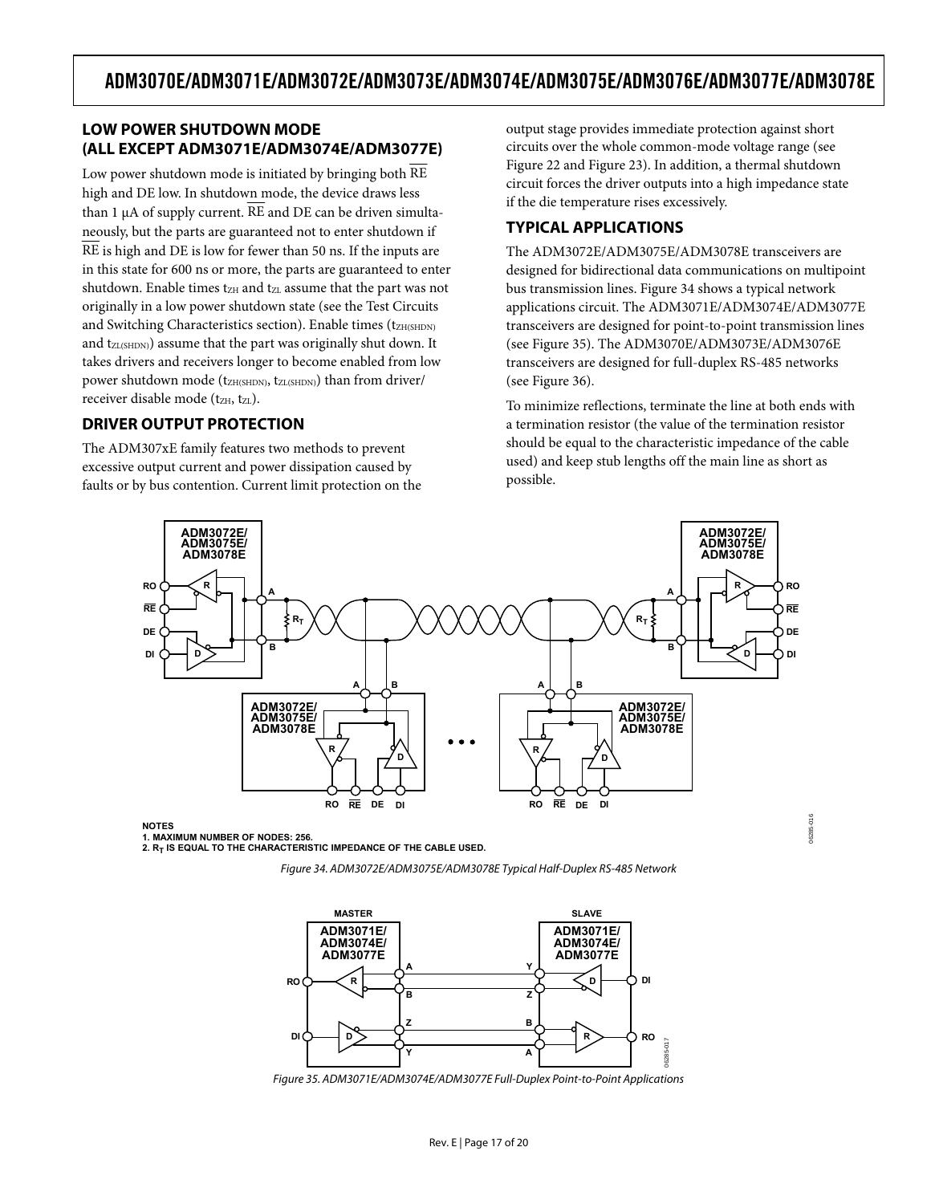## LOW POWER SHUTDOWN MODE (ALL EXCEPT ADM3071E/ADM3074E/ADM3077E)

Low power shutdown mode is initiated by bringing both $\overline{RE}$ high and DE low. In shutdown mode, the device draws less than 1 μA of supply current. $\overline{RE}$ and DE can be driven simultaneously, but the parts are guaranteed not to enter shutdown if $\overline{RE}$ is high and DE is low for fewer than 50 ns. If the inputs are in this state for 600 ns or more, the parts are guaranteed to enter shutdown. Enable times $t_{ZH}$ and $t_{ZL}$ assume that the part was not originally in a low power shutdown state (see the Test Circuits and Switching Characteristics section). Enable times ($t_{ZH(SHDN)}$ and $t_{ZL(SHDN)}$) assume that the part was originally shut down. It takes drivers and receivers longer to become enabled from low power shutdown mode ($t_{ZH(SHDN)}$, $t_{ZL(SHDN)}$) than from driver/receiver disable mode ($t_{ZH}$, $t_{ZL}$).

## DRIVER OUTPUT PROTECTION

The ADM307xE family features two methods to prevent excessive output current and power dissipation caused by faults or by bus contention. Current limit protection on the output stage provides immediate protection against short circuits over the whole common-mode voltage range (see Figure 22 and Figure 23). In addition, a thermal shutdown circuit forces the driver outputs into a high impedance state if the die temperature rises excessively.

## TYPICAL APPLICATIONS

The ADM3072E/ADM3075E/ADM3078E transceivers are designed for bidirectional data communications on multipoint bus transmission lines. Figure 34 shows a typical network applications circuit. The ADM3071E/ADM3074E/ADM3077E transceivers are designed for point-to-point transmission lines (see Figure 35). The ADM3070E/ADM3073E/ADM3076E transceivers are designed for full-duplex RS-485 networks (see Figure 36).

To minimize reflections, terminate the line at both ends with a termination resistor (the value of the termination resistor should be equal to the characteristic impedance of the cable used) and keep stub lengths off the main line as short as possible.

NOTES
1. MAXIMUM NUMBER OF NODES: 256.
2. $R_T$ IS EQUAL TO THE CHARACTERISTIC IMPEDANCE OF THE CABLE USED.

*Figure 34. ADM3072E/ADM3075E/ADM3078E Typical Half-Duplex RS-485 Network*

*Figure 35. ADM3071E/ADM3074E/ADM3077E Full-Duplex Point-to-Point Applications*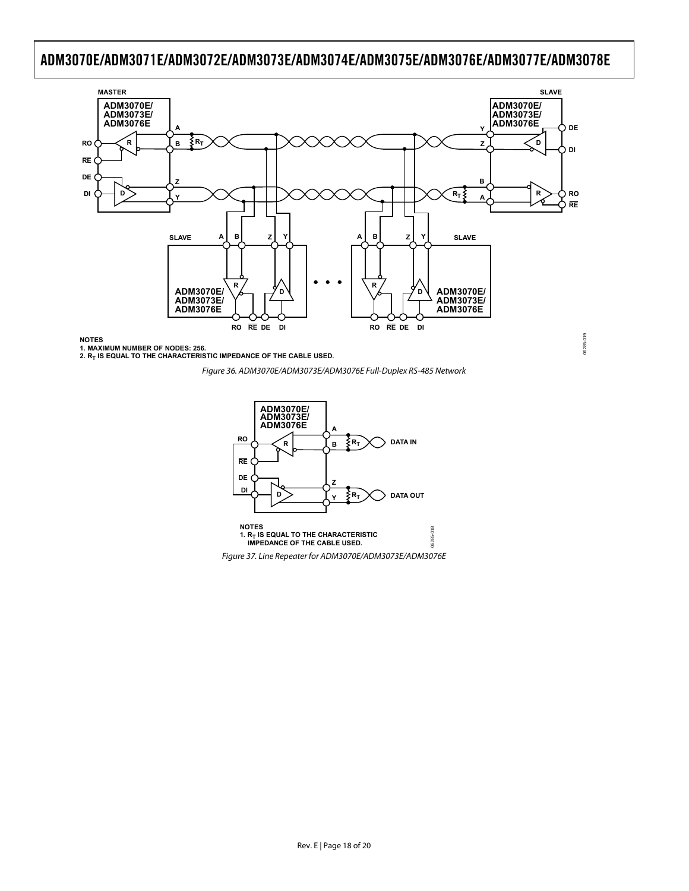NOTES
1. MAXIMUM NUMBER OF NODES: 256.
2. $R_T$ IS EQUAL TO THE CHARACTERISTIC IMPEDANCE OF THE CABLE USED.

*Figure 36. ADM3070E/ADM3073E/ADM3076E Full-Duplex RS-485 Network*

NOTES
1. $R_T$ IS EQUAL TO THE CHARACTERISTIC IMPEDANCE OF THE CABLE USED.

*Figure 37. Line Repeater for ADM3070E/ADM3073E/ADM3076E*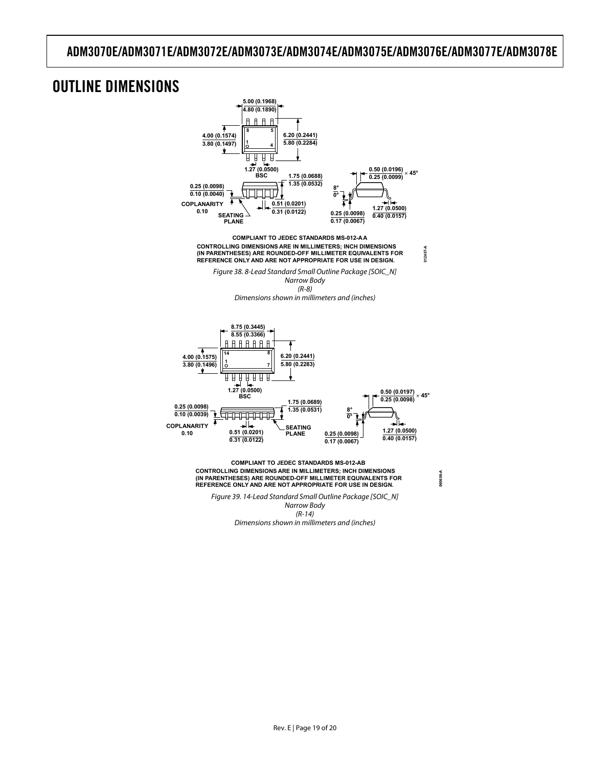# OUTLINE DIMENSIONS

COMPLIANT TO JEDEC STANDARDS MS-012-AA

CONTROLLING DIMENSIONS ARE IN MILLIMETERS; INCH DIMENSIONS (IN PARENTHESES) ARE ROUNDED-OFF MILLIMETER EQUIVALENTS FOR REFERENCE ONLY AND ARE NOT APPROPRIATE FOR USE IN DESIGN.

*Figure 38. 8-Lead Standard Small Outline Package [SOIC_N]*
*Narrow Body*
*(R-8)*
*Dimensions shown in millimeters and (inches)*

COMPLIANT TO JEDEC STANDARDS MS-012-AB

CONTROLLING DIMENSIONS ARE IN MILLIMETERS; INCH DIMENSIONS (IN PARENTHESES) ARE ROUNDED-OFF MILLIMETER EQUIVALENTS FOR REFERENCE ONLY AND ARE NOT APPROPRIATE FOR USE IN DESIGN.

*Figure 39. 14-Lead Standard Small Outline Package [SOIC_N]*
*Narrow Body*
*(R-14)*
*Dimensions shown in millimeters and (inches)*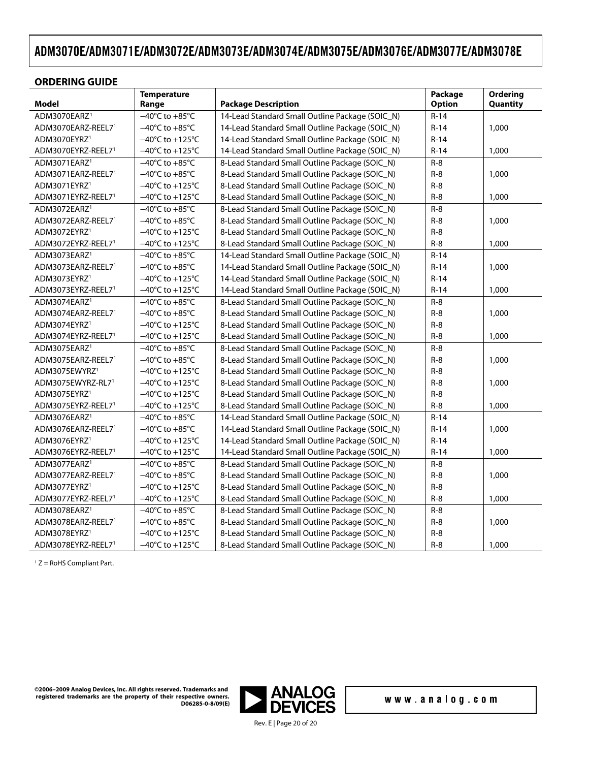## ORDERING GUIDE

| Model | Temperature Range | Package Description | Package Option | Ordering Quantity |
|---|---|---|---|---|
| ADM3070EARZ[1] | −40°C to +85°C | 14-Lead Standard Small Outline Package (SOIC_N) | R-14 | |
| ADM3070EARZ-REEL7[1] | −40°C to +85°C | 14-Lead Standard Small Outline Package (SOIC_N) | R-14 | 1,000 |
| ADM3070EYRZ[1] | −40°C to +125°C | 14-Lead Standard Small Outline Package (SOIC_N) | R-14 | |
| ADM3070EYRZ-REEL7[1] | −40°C to +125°C | 14-Lead Standard Small Outline Package (SOIC_N) | R-14 | 1,000 |
| ADM3071EARZ[1] | −40°C to +85°C | 8-Lead Standard Small Outline Package (SOIC_N) | R-8 | |
| ADM3071EARZ-REEL7[1] | −40°C to +85°C | 8-Lead Standard Small Outline Package (SOIC_N) | R-8 | 1,000 |
| ADM3071EYRZ[1] | −40°C to +125°C | 8-Lead Standard Small Outline Package (SOIC_N) | R-8 | |
| ADM3071EYRZ-REEL7[1] | −40°C to +125°C | 8-Lead Standard Small Outline Package (SOIC_N) | R-8 | 1,000 |
| ADM3072EARZ[1] | −40°C to +85°C | 8-Lead Standard Small Outline Package (SOIC_N) | R-8 | |
| ADM3072EARZ-REEL7[1] | −40°C to +85°C | 8-Lead Standard Small Outline Package (SOIC_N) | R-8 | 1,000 |
| ADM3072EYRZ[1] | −40°C to +125°C | 8-Lead Standard Small Outline Package (SOIC_N) | R-8 | |
| ADM3072EYRZ-REEL7[1] | −40°C to +125°C | 8-Lead Standard Small Outline Package (SOIC_N) | R-8 | 1,000 |
| ADM3073EARZ[1] | −40°C to +85°C | 14-Lead Standard Small Outline Package (SOIC_N) | R-14 | |
| ADM3073EARZ-REEL7[1] | −40°C to +85°C | 14-Lead Standard Small Outline Package (SOIC_N) | R-14 | 1,000 |
| ADM3073EYRZ[1] | −40°C to +125°C | 14-Lead Standard Small Outline Package (SOIC_N) | R-14 | |
| ADM3073EYRZ-REEL7[1] | −40°C to +125°C | 14-Lead Standard Small Outline Package (SOIC_N) | R-14 | 1,000 |
| ADM3074EARZ[1] | −40°C to +85°C | 8-Lead Standard Small Outline Package (SOIC_N) | R-8 | |
| ADM3074EARZ-REEL7[1] | −40°C to +85°C | 8-Lead Standard Small Outline Package (SOIC_N) | R-8 | 1,000 |
| ADM3074EYRZ[1] | −40°C to +125°C | 8-Lead Standard Small Outline Package (SOIC_N) | R-8 | |
| ADM3074EYRZ-REEL7[1] | −40°C to +125°C | 8-Lead Standard Small Outline Package (SOIC_N) | R-8 | 1,000 |
| ADM3075EARZ[1] | −40°C to +85°C | 8-Lead Standard Small Outline Package (SOIC_N) | R-8 | |
| ADM3075EARZ-REEL7[1] | −40°C to +85°C | 8-Lead Standard Small Outline Package (SOIC_N) | R-8 | 1,000 |
| ADM3075EWYRZ[1] | −40°C to +125°C | 8-Lead Standard Small Outline Package (SOIC_N) | R-8 | |
| ADM3075EWYRZ-RL7[1] | −40°C to +125°C | 8-Lead Standard Small Outline Package (SOIC_N) | R-8 | 1,000 |
| ADM3075EYRZ[1] | −40°C to +125°C | 8-Lead Standard Small Outline Package (SOIC_N) | R-8 | |
| ADM3075EYRZ-REEL7[1] | −40°C to +125°C | 8-Lead Standard Small Outline Package (SOIC_N) | R-8 | 1,000 |
| ADM3076EARZ[1] | −40°C to +85°C | 14-Lead Standard Small Outline Package (SOIC_N) | R-14 | |
| ADM3076EARZ-REEL7[1] | −40°C to +85°C | 14-Lead Standard Small Outline Package (SOIC_N) | R-14 | 1,000 |
| ADM3076EYRZ[1] | −40°C to +125°C | 14-Lead Standard Small Outline Package (SOIC_N) | R-14 | |
| ADM3076EYRZ-REEL7[1] | −40°C to +125°C | 14-Lead Standard Small Outline Package (SOIC_N) | R-14 | 1,000 |
| ADM3077EARZ[1] | −40°C to +85°C | 8-Lead Standard Small Outline Package (SOIC_N) | R-8 | |
| ADM3077EARZ-REEL7[1] | −40°C to +85°C | 8-Lead Standard Small Outline Package (SOIC_N) | R-8 | 1,000 |
| ADM3077EYRZ[1] | −40°C to +125°C | 8-Lead Standard Small Outline Package (SOIC_N) | R-8 | |
| ADM3077EYRZ-REEL7[1] | −40°C to +125°C | 8-Lead Standard Small Outline Package (SOIC_N) | R-8 | 1,000 |
| ADM3078EARZ[1] | −40°C to +85°C | 8-Lead Standard Small Outline Package (SOIC_N) | R-8 | |
| ADM3078EARZ-REEL7[1] | −40°C to +85°C | 8-Lead Standard Small Outline Package (SOIC_N) | R-8 | 1,000 |
| ADM3078EYRZ[1] | −40°C to +125°C | 8-Lead Standard Small Outline Package (SOIC_N) | R-8 | |
| ADM3078EYRZ-REEL7[1] | −40°C to +125°C | 8-Lead Standard Small Outline Package (SOIC_N) | R-8 | 1,000 |

[1] Z = RoHS Compliant Part.

©2006–2009 Analog Devices, Inc. All rights reserved. Trademarks and registered trademarks are the property of their respective owners. D06285-0-8/09(E)

www.analog.com